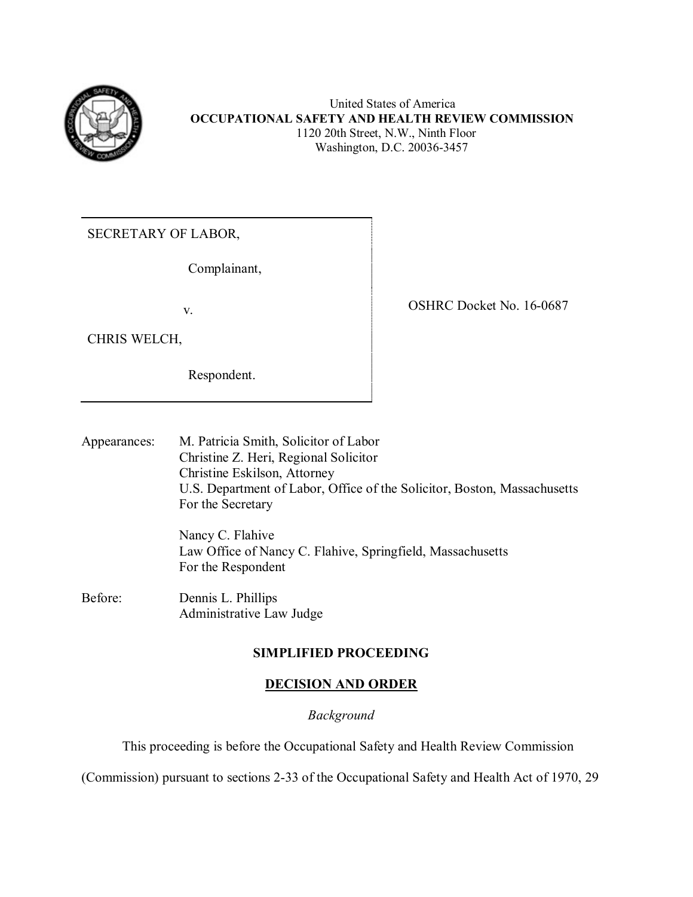United States of America
**OCCUPATIONAL SAFETY AND HEALTH REVIEW COMMISSION**
1120 20th Street, N.W., Ninth Floor
Washington, D.C. 20036-3457

| | |
|---|---|
| SECRETARY OF LABOR,<br><br>Complainant,<br><br>v.<br><br>CHRIS WELCH,<br><br>Respondent. | OSHRC Docket No. 16-0687 |

Appearances: M. Patricia Smith, Solicitor of Labor
Christine Z. Heri, Regional Solicitor
Christine Eskilson, Attorney
U.S. Department of Labor, Office of the Solicitor, Boston, Massachusetts
For the Secretary

Nancy C. Flahive
Law Office of Nancy C. Flahive, Springfield, Massachusetts
For the Respondent

Before: Dennis L. Phillips
Administrative Law Judge

**SIMPLIFIED PROCEEDING**

**DECISION AND ORDER**

*Background*

This proceeding is before the Occupational Safety and Health Review Commission (Commission) pursuant to sections 2-33 of the Occupational Safety and Health Act of 1970, 29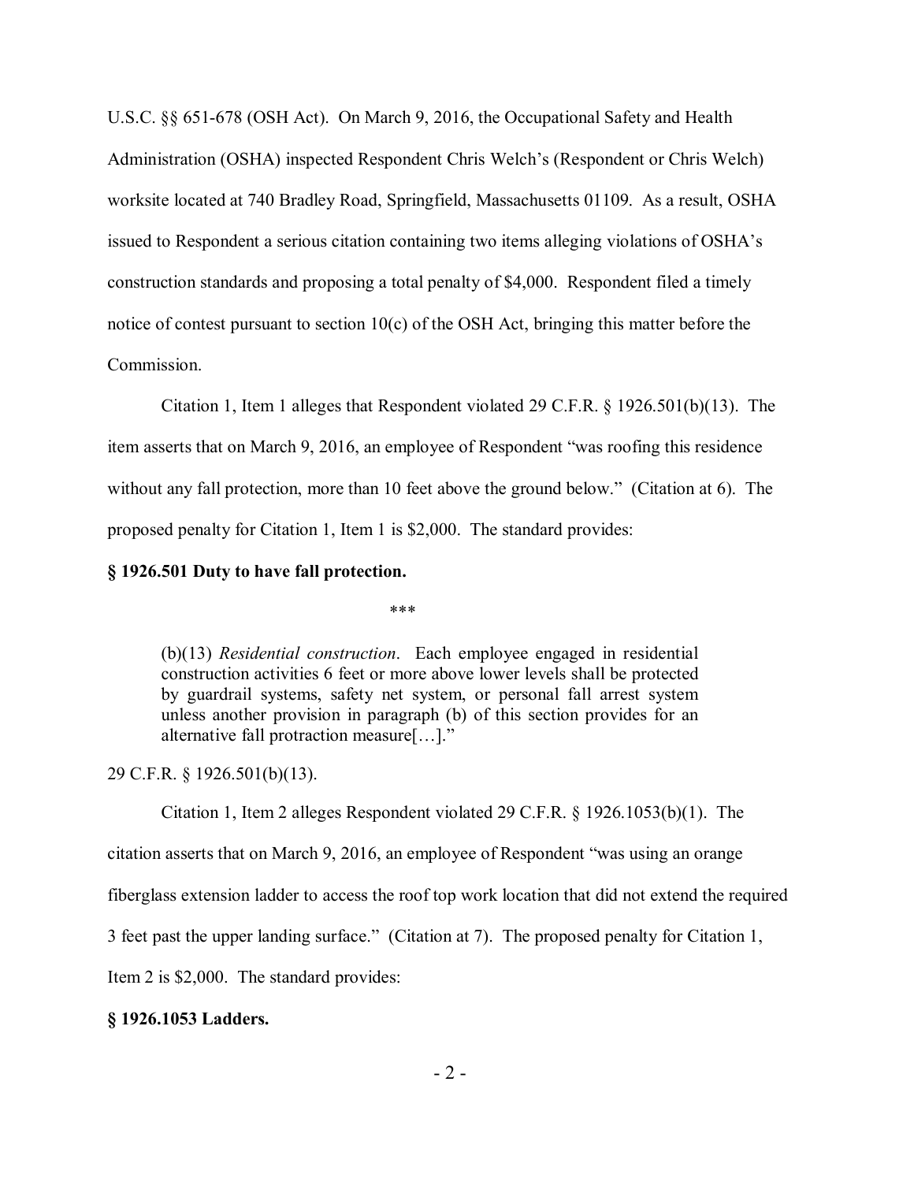U.S.C. §§ 651-678 (OSH Act). On March 9, 2016, the Occupational Safety and Health Administration (OSHA) inspected Respondent Chris Welch's (Respondent or Chris Welch) worksite located at 740 Bradley Road, Springfield, Massachusetts 01109. As a result, OSHA issued to Respondent a serious citation containing two items alleging violations of OSHA's construction standards and proposing a total penalty of $4,000. Respondent filed a timely notice of contest pursuant to section 10(c) of the OSH Act, bringing this matter before the Commission.

Citation 1, Item 1 alleges that Respondent violated 29 C.F.R. § 1926.501(b)(13). The item asserts that on March 9, 2016, an employee of Respondent "was roofing this residence without any fall protection, more than 10 feet above the ground below." (Citation at 6). The proposed penalty for Citation 1, Item 1 is $2,000. The standard provides:

**§ 1926.501 Duty to have fall protection.**

***

> (b)(13) *Residential construction*. Each employee engaged in residential construction activities 6 feet or more above lower levels shall be protected by guardrail systems, safety net system, or personal fall arrest system unless another provision in paragraph (b) of this section provides for an alternative fall protraction measure[…]."

29 C.F.R. § 1926.501(b)(13).

Citation 1, Item 2 alleges Respondent violated 29 C.F.R. § 1926.1053(b)(1). The citation asserts that on March 9, 2016, an employee of Respondent "was using an orange fiberglass extension ladder to access the roof top work location that did not extend the required 3 feet past the upper landing surface." (Citation at 7). The proposed penalty for Citation 1, Item 2 is $2,000. The standard provides:

**§ 1926.1053 Ladders.**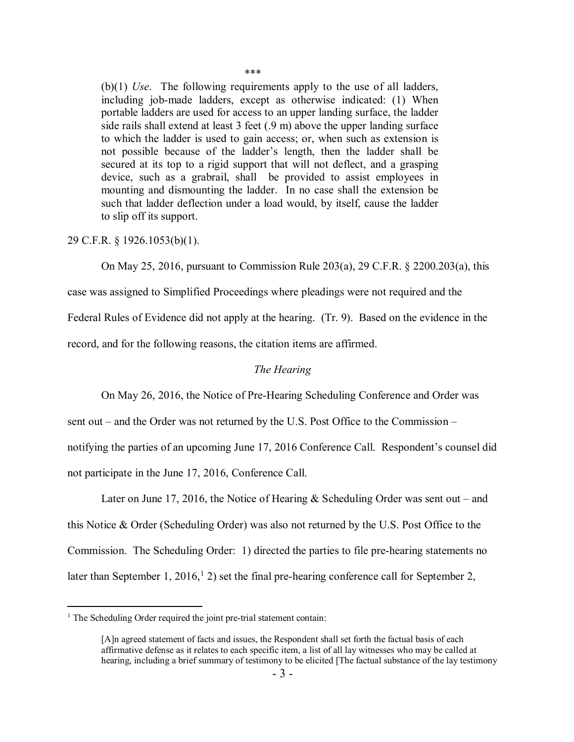\*\*\*

> (b)(1) *Use*. The following requirements apply to the use of all ladders, including job-made ladders, except as otherwise indicated: (1) When portable ladders are used for access to an upper landing surface, the ladder side rails shall extend at least 3 feet (.9 m) above the upper landing surface to which the ladder is used to gain access; or, when such as extension is not possible because of the ladder's length, then the ladder shall be secured at its top to a rigid support that will not deflect, and a grasping device, such as a grabrail, shall be provided to assist employees in mounting and dismounting the ladder. In no case shall the extension be such that ladder deflection under a load would, by itself, cause the ladder to slip off its support.

29 C.F.R. § 1926.1053(b)(1).

On May 25, 2016, pursuant to Commission Rule 203(a), 29 C.F.R. § 2200.203(a), this case was assigned to Simplified Proceedings where pleadings were not required and the Federal Rules of Evidence did not apply at the hearing. (Tr. 9). Based on the evidence in the record, and for the following reasons, the citation items are affirmed.

*The Hearing*

On May 26, 2016, the Notice of Pre-Hearing Scheduling Conference and Order was sent out – and the Order was not returned by the U.S. Post Office to the Commission – notifying the parties of an upcoming June 17, 2016 Conference Call. Respondent's counsel did not participate in the June 17, 2016, Conference Call.

Later on June 17, 2016, the Notice of Hearing & Scheduling Order was sent out – and this Notice & Order (Scheduling Order) was also not returned by the U.S. Post Office to the Commission. The Scheduling Order: 1) directed the parties to file pre-hearing statements no later than September 1, 2016,[1] 2) set the final pre-hearing conference call for September 2,

---

[1] The Scheduling Order required the joint pre-trial statement contain:

> [A]n agreed statement of facts and issues, the Respondent shall set forth the factual basis of each affirmative defense as it relates to each specific item, a list of all lay witnesses who may be called at hearing, including a brief summary of testimony to be elicited [The factual substance of the lay testimony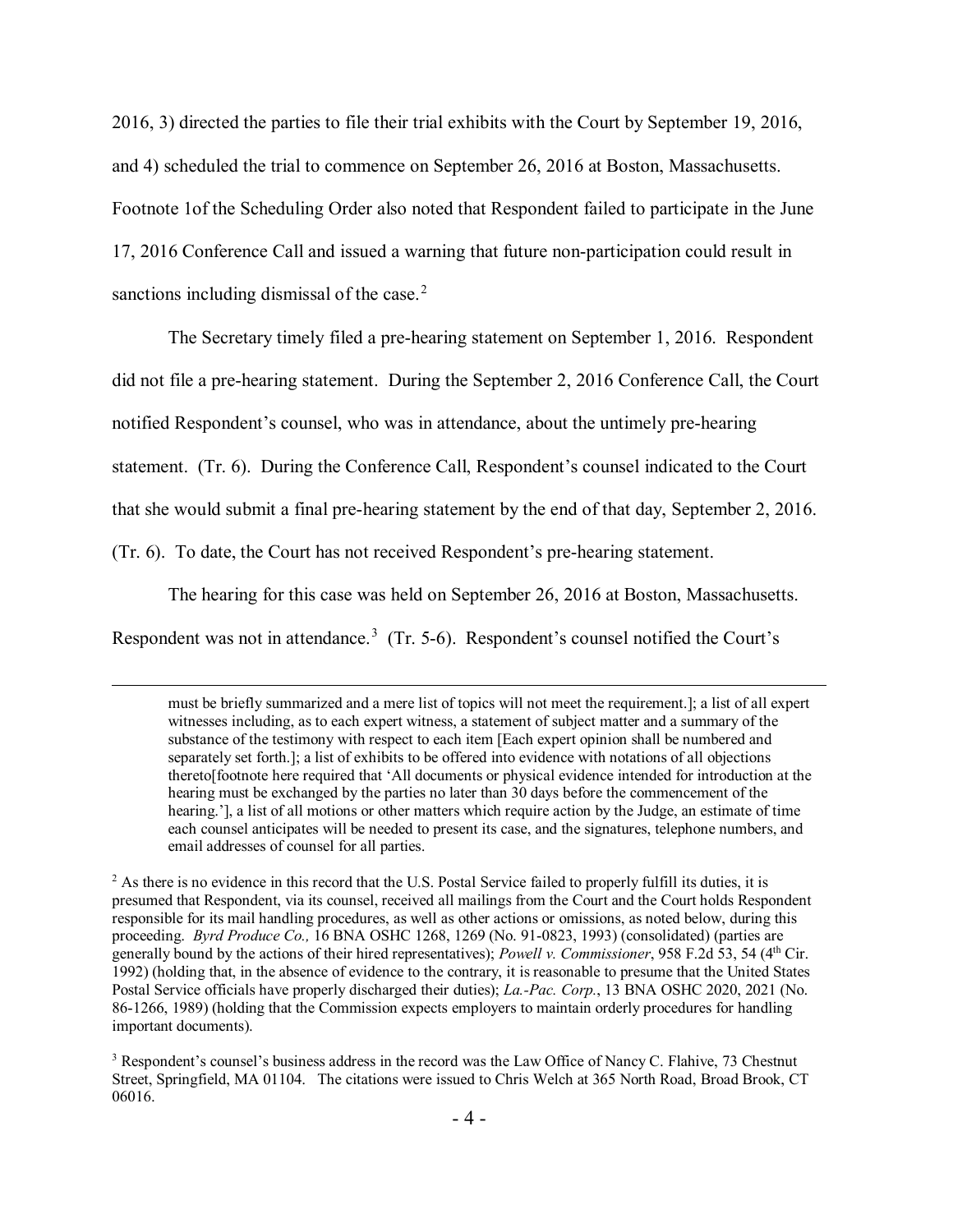2016, 3) directed the parties to file their trial exhibits with the Court by September 19, 2016, and 4) scheduled the trial to commence on September 26, 2016 at Boston, Massachusetts. Footnote 1of the Scheduling Order also noted that Respondent failed to participate in the June 17, 2016 Conference Call and issued a warning that future non-participation could result in sanctions including dismissal of the case.[2]

The Secretary timely filed a pre-hearing statement on September 1, 2016. Respondent did not file a pre-hearing statement. During the September 2, 2016 Conference Call, the Court notified Respondent's counsel, who was in attendance, about the untimely pre-hearing statement. (Tr. 6). During the Conference Call, Respondent's counsel indicated to the Court that she would submit a final pre-hearing statement by the end of that day, September 2, 2016. (Tr. 6). To date, the Court has not received Respondent's pre-hearing statement.

The hearing for this case was held on September 26, 2016 at Boston, Massachusetts. Respondent was not in attendance.[3] (Tr. 5-6). Respondent's counsel notified the Court's

---

must be briefly summarized and a mere list of topics will not meet the requirement.]; a list of all expert witnesses including, as to each expert witness, a statement of subject matter and a summary of the substance of the testimony with respect to each item [Each expert opinion shall be numbered and separately set forth.]; a list of exhibits to be offered into evidence with notations of all objections thereto[footnote here required that 'All documents or physical evidence intended for introduction at the hearing must be exchanged by the parties no later than 30 days before the commencement of the hearing.'], a list of all motions or other matters which require action by the Judge, an estimate of time each counsel anticipates will be needed to present its case, and the signatures, telephone numbers, and email addresses of counsel for all parties.

[2] As there is no evidence in this record that the U.S. Postal Service failed to properly fulfill its duties, it is presumed that Respondent, via its counsel, received all mailings from the Court and the Court holds Respondent responsible for its mail handling procedures, as well as other actions or omissions, as noted below, during this proceeding. *Byrd Produce Co.,* 16 BNA OSHC 1268, 1269 (No. 91-0823, 1993) (consolidated) (parties are generally bound by the actions of their hired representatives); *Powell v. Commissioner*, 958 F.2d 53, 54 (4th Cir. 1992) (holding that, in the absence of evidence to the contrary, it is reasonable to presume that the United States Postal Service officials have properly discharged their duties); *La.-Pac. Corp.*, 13 BNA OSHC 2020, 2021 (No. 86-1266, 1989) (holding that the Commission expects employers to maintain orderly procedures for handling important documents).

[3] Respondent's counsel's business address in the record was the Law Office of Nancy C. Flahive, 73 Chestnut Street, Springfield, MA 01104. The citations were issued to Chris Welch at 365 North Road, Broad Brook, CT 06016.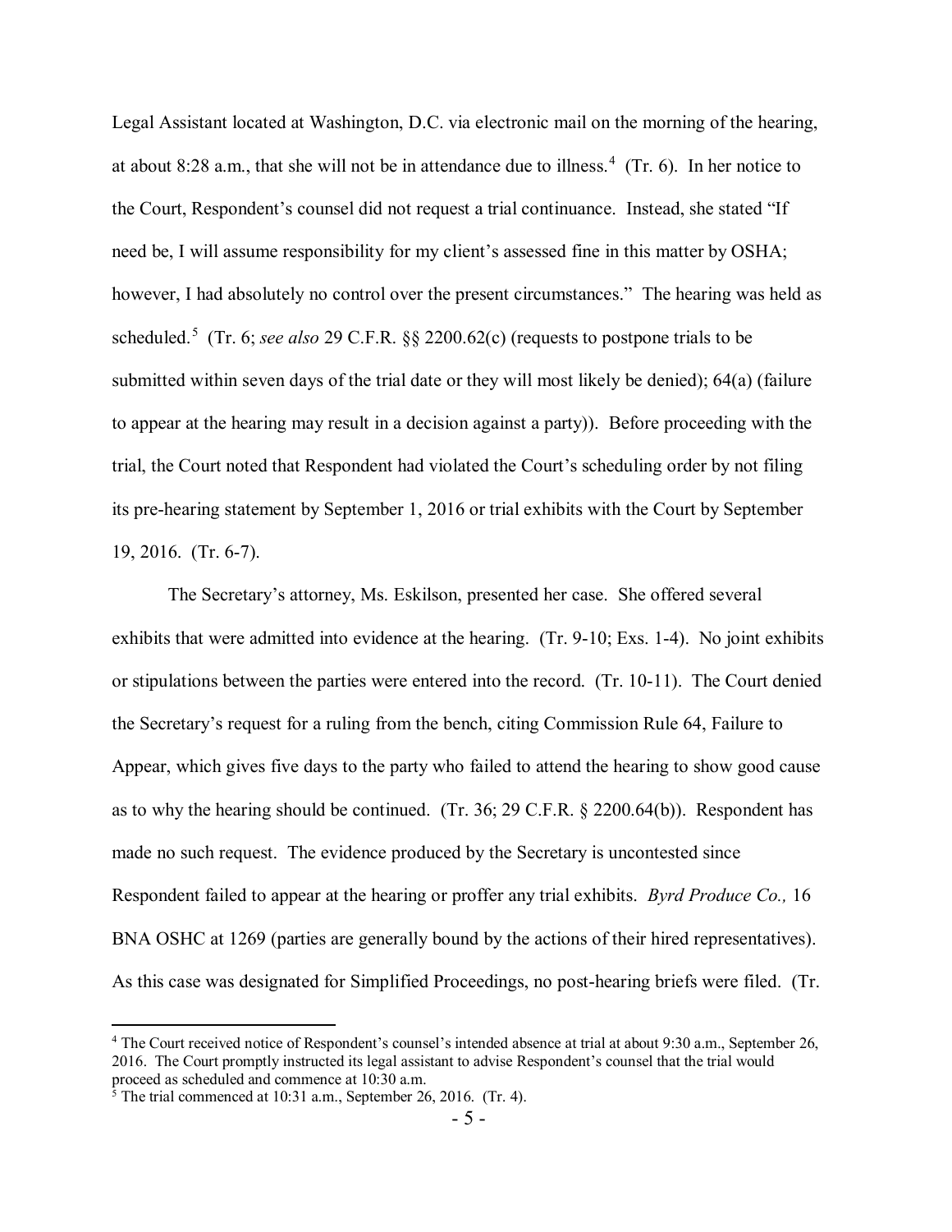Legal Assistant located at Washington, D.C. via electronic mail on the morning of the hearing, at about 8:28 a.m., that she will not be in attendance due to illness.[4] (Tr. 6). In her notice to the Court, Respondent's counsel did not request a trial continuance. Instead, she stated "If need be, I will assume responsibility for my client's assessed fine in this matter by OSHA; however, I had absolutely no control over the present circumstances." The hearing was held as scheduled.[5] (Tr. 6; *see also* 29 C.F.R. §§ 2200.62(c) (requests to postpone trials to be submitted within seven days of the trial date or they will most likely be denied); 64(a) (failure to appear at the hearing may result in a decision against a party)). Before proceeding with the trial, the Court noted that Respondent had violated the Court's scheduling order by not filing its pre-hearing statement by September 1, 2016 or trial exhibits with the Court by September 19, 2016. (Tr. 6-7).

The Secretary's attorney, Ms. Eskilson, presented her case. She offered several exhibits that were admitted into evidence at the hearing. (Tr. 9-10; Exs. 1-4). No joint exhibits or stipulations between the parties were entered into the record. (Tr. 10-11). The Court denied the Secretary's request for a ruling from the bench, citing Commission Rule 64, Failure to Appear, which gives five days to the party who failed to attend the hearing to show good cause as to why the hearing should be continued. (Tr. 36; 29 C.F.R. § 2200.64(b)). Respondent has made no such request. The evidence produced by the Secretary is uncontested since Respondent failed to appear at the hearing or proffer any trial exhibits. *Byrd Produce Co.,* 16 BNA OSHC at 1269 (parties are generally bound by the actions of their hired representatives). As this case was designated for Simplified Proceedings, no post-hearing briefs were filed. (Tr.

---

[4] The Court received notice of Respondent's counsel's intended absence at trial at about 9:30 a.m., September 26, 2016. The Court promptly instructed its legal assistant to advise Respondent's counsel that the trial would proceed as scheduled and commence at 10:30 a.m.

[5] The trial commenced at 10:31 a.m., September 26, 2016. (Tr. 4).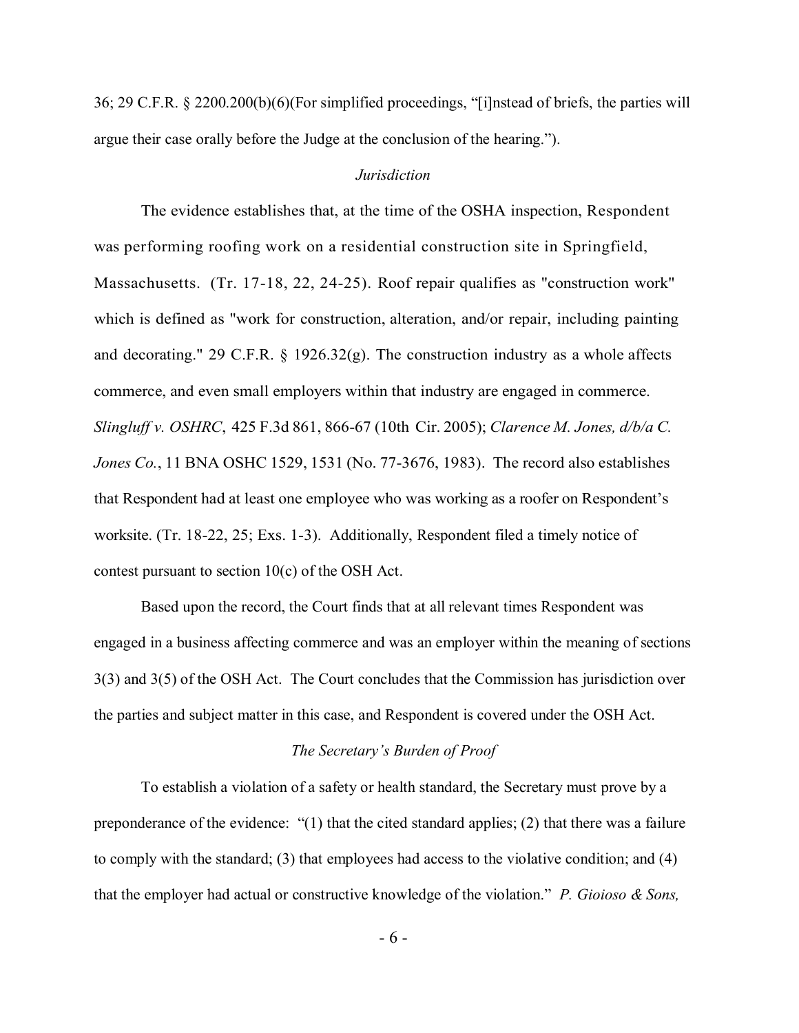36; 29 C.F.R. § 2200.200(b)(6)(For simplified proceedings, "[i]nstead of briefs, the parties will argue their case orally before the Judge at the conclusion of the hearing.").

*Jurisdiction*

The evidence establishes that, at the time of the OSHA inspection, Respondent was performing roofing work on a residential construction site in Springfield, Massachusetts. (Tr. 17-18, 22, 24-25). Roof repair qualifies as "construction work" which is defined as "work for construction, alteration, and/or repair, including painting and decorating." 29 C.F.R. § 1926.32(g). The construction industry as a whole affects commerce, and even small employers within that industry are engaged in commerce. *Slingluff v. OSHRC*, 425 F.3d 861, 866-67 (10th Cir. 2005); *Clarence M. Jones, d/b/a C. Jones Co.*, 11 BNA OSHC 1529, 1531 (No. 77-3676, 1983). The record also establishes that Respondent had at least one employee who was working as a roofer on Respondent's worksite. (Tr. 18-22, 25; Exs. 1-3). Additionally, Respondent filed a timely notice of contest pursuant to section 10(c) of the OSH Act.

Based upon the record, the Court finds that at all relevant times Respondent was engaged in a business affecting commerce and was an employer within the meaning of sections 3(3) and 3(5) of the OSH Act. The Court concludes that the Commission has jurisdiction over the parties and subject matter in this case, and Respondent is covered under the OSH Act.

*The Secretary's Burden of Proof*

To establish a violation of a safety or health standard, the Secretary must prove by a preponderance of the evidence: "(1) that the cited standard applies; (2) that there was a failure to comply with the standard; (3) that employees had access to the violative condition; and (4) that the employer had actual or constructive knowledge of the violation." *P. Gioioso & Sons,*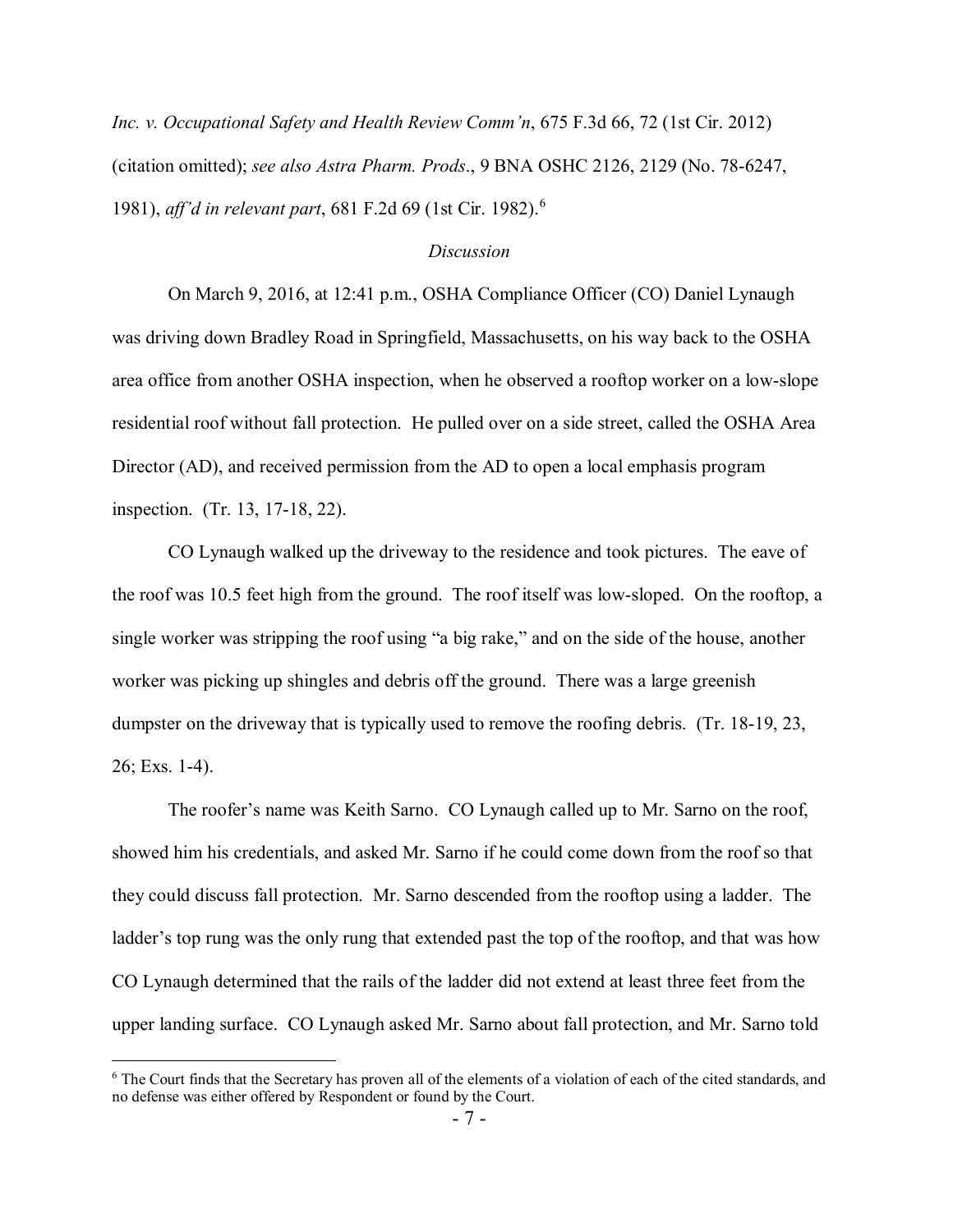*Inc. v. Occupational Safety and Health Review Comm'n*, 675 F.3d 66, 72 (1st Cir. 2012) (citation omitted); *see also Astra Pharm. Prods*., 9 BNA OSHC 2126, 2129 (No. 78-6247, 1981), *aff'd in relevant part*, 681 F.2d 69 (1st Cir. 1982).[6]

*Discussion*

On March 9, 2016, at 12:41 p.m., OSHA Compliance Officer (CO) Daniel Lynaugh was driving down Bradley Road in Springfield, Massachusetts, on his way back to the OSHA area office from another OSHA inspection, when he observed a rooftop worker on a low-slope residential roof without fall protection. He pulled over on a side street, called the OSHA Area Director (AD), and received permission from the AD to open a local emphasis program inspection. (Tr. 13, 17-18, 22).

CO Lynaugh walked up the driveway to the residence and took pictures. The eave of the roof was 10.5 feet high from the ground. The roof itself was low-sloped. On the rooftop, a single worker was stripping the roof using "a big rake," and on the side of the house, another worker was picking up shingles and debris off the ground. There was a large greenish dumpster on the driveway that is typically used to remove the roofing debris. (Tr. 18-19, 23, 26; Exs. 1-4).

The roofer's name was Keith Sarno. CO Lynaugh called up to Mr. Sarno on the roof, showed him his credentials, and asked Mr. Sarno if he could come down from the roof so that they could discuss fall protection. Mr. Sarno descended from the rooftop using a ladder. The ladder's top rung was the only rung that extended past the top of the rooftop, and that was how CO Lynaugh determined that the rails of the ladder did not extend at least three feet from the upper landing surface. CO Lynaugh asked Mr. Sarno about fall protection, and Mr. Sarno told

---

[6] The Court finds that the Secretary has proven all of the elements of a violation of each of the cited standards, and no defense was either offered by Respondent or found by the Court.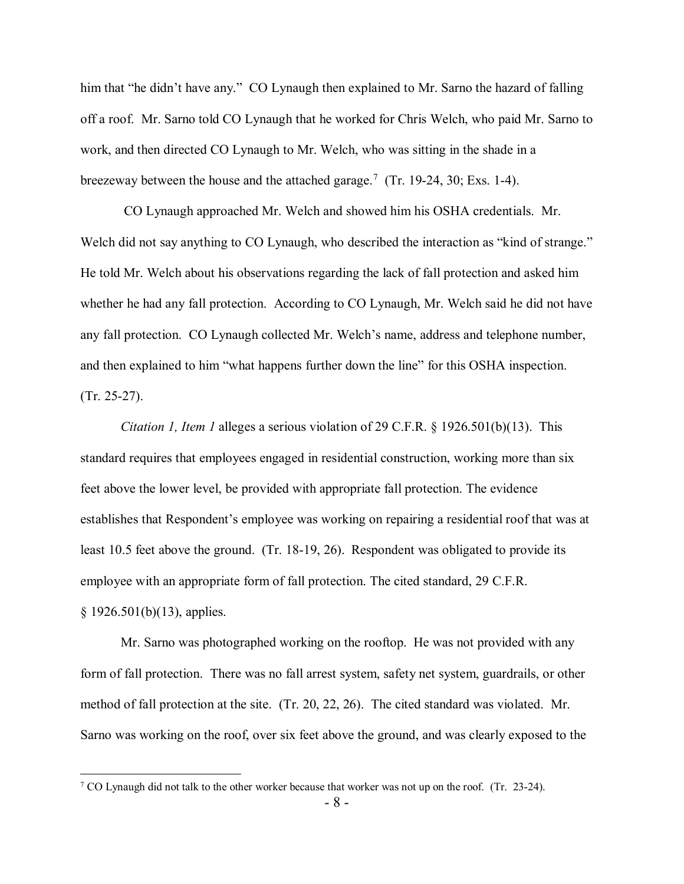him that "he didn't have any." CO Lynaugh then explained to Mr. Sarno the hazard of falling off a roof. Mr. Sarno told CO Lynaugh that he worked for Chris Welch, who paid Mr. Sarno to work, and then directed CO Lynaugh to Mr. Welch, who was sitting in the shade in a breezeway between the house and the attached garage.[7] (Tr. 19-24, 30; Exs. 1-4).

CO Lynaugh approached Mr. Welch and showed him his OSHA credentials. Mr. Welch did not say anything to CO Lynaugh, who described the interaction as "kind of strange." He told Mr. Welch about his observations regarding the lack of fall protection and asked him whether he had any fall protection. According to CO Lynaugh, Mr. Welch said he did not have any fall protection. CO Lynaugh collected Mr. Welch's name, address and telephone number, and then explained to him "what happens further down the line" for this OSHA inspection. (Tr. 25-27).

*Citation 1, Item 1* alleges a serious violation of 29 C.F.R. § 1926.501(b)(13). This standard requires that employees engaged in residential construction, working more than six feet above the lower level, be provided with appropriate fall protection. The evidence establishes that Respondent's employee was working on repairing a residential roof that was at least 10.5 feet above the ground. (Tr. 18-19, 26). Respondent was obligated to provide its employee with an appropriate form of fall protection. The cited standard, 29 C.F.R. § 1926.501(b)(13), applies.

Mr. Sarno was photographed working on the rooftop. He was not provided with any form of fall protection. There was no fall arrest system, safety net system, guardrails, or other method of fall protection at the site. (Tr. 20, 22, 26). The cited standard was violated. Mr. Sarno was working on the roof, over six feet above the ground, and was clearly exposed to the

[7] CO Lynaugh did not talk to the other worker because that worker was not up on the roof. (Tr. 23-24).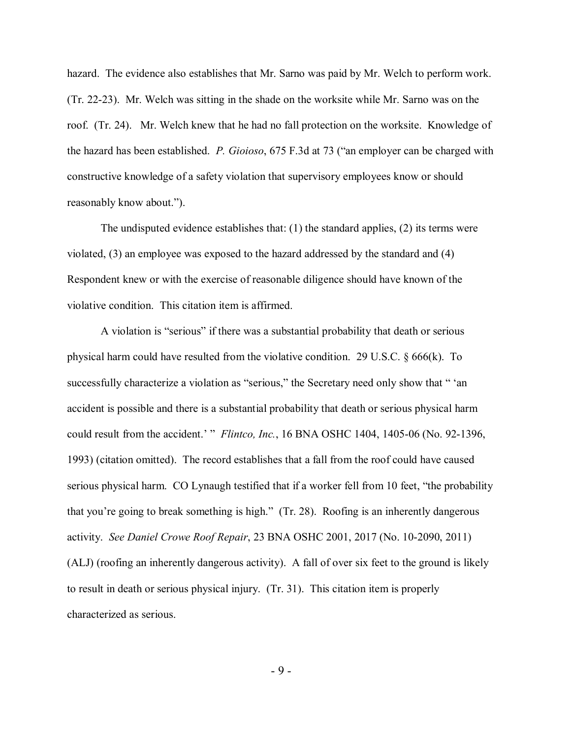hazard. The evidence also establishes that Mr. Sarno was paid by Mr. Welch to perform work. (Tr. 22-23). Mr. Welch was sitting in the shade on the worksite while Mr. Sarno was on the roof. (Tr. 24). Mr. Welch knew that he had no fall protection on the worksite. Knowledge of the hazard has been established. *P. Gioioso*, 675 F.3d at 73 ("an employer can be charged with constructive knowledge of a safety violation that supervisory employees know or should reasonably know about.").

The undisputed evidence establishes that: (1) the standard applies, (2) its terms were violated, (3) an employee was exposed to the hazard addressed by the standard and (4) Respondent knew or with the exercise of reasonable diligence should have known of the violative condition. This citation item is affirmed.

A violation is "serious" if there was a substantial probability that death or serious physical harm could have resulted from the violative condition. 29 U.S.C. § 666(k). To successfully characterize a violation as "serious," the Secretary need only show that " 'an accident is possible and there is a substantial probability that death or serious physical harm could result from the accident.' " *Flintco, Inc.*, 16 BNA OSHC 1404, 1405-06 (No. 92-1396, 1993) (citation omitted). The record establishes that a fall from the roof could have caused serious physical harm. CO Lynaugh testified that if a worker fell from 10 feet, "the probability that you're going to break something is high." (Tr. 28). Roofing is an inherently dangerous activity. *See Daniel Crowe Roof Repair*, 23 BNA OSHC 2001, 2017 (No. 10-2090, 2011) (ALJ) (roofing an inherently dangerous activity). A fall of over six feet to the ground is likely to result in death or serious physical injury. (Tr. 31). This citation item is properly characterized as serious.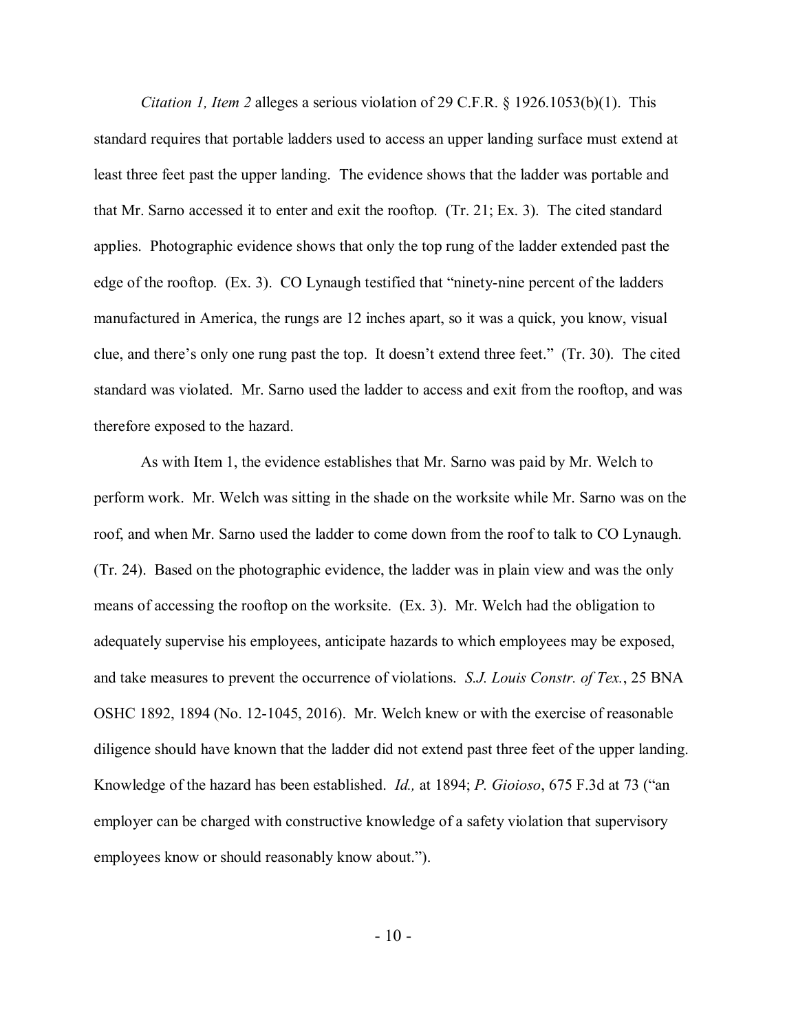*Citation 1, Item 2* alleges a serious violation of 29 C.F.R. § 1926.1053(b)(1). This standard requires that portable ladders used to access an upper landing surface must extend at least three feet past the upper landing. The evidence shows that the ladder was portable and that Mr. Sarno accessed it to enter and exit the rooftop. (Tr. 21; Ex. 3). The cited standard applies. Photographic evidence shows that only the top rung of the ladder extended past the edge of the rooftop. (Ex. 3). CO Lynaugh testified that "ninety-nine percent of the ladders manufactured in America, the rungs are 12 inches apart, so it was a quick, you know, visual clue, and there's only one rung past the top. It doesn't extend three feet." (Tr. 30). The cited standard was violated. Mr. Sarno used the ladder to access and exit from the rooftop, and was therefore exposed to the hazard.

As with Item 1, the evidence establishes that Mr. Sarno was paid by Mr. Welch to perform work. Mr. Welch was sitting in the shade on the worksite while Mr. Sarno was on the roof, and when Mr. Sarno used the ladder to come down from the roof to talk to CO Lynaugh. (Tr. 24). Based on the photographic evidence, the ladder was in plain view and was the only means of accessing the rooftop on the worksite. (Ex. 3). Mr. Welch had the obligation to adequately supervise his employees, anticipate hazards to which employees may be exposed, and take measures to prevent the occurrence of violations. *S.J. Louis Constr. of Tex.*, 25 BNA OSHC 1892, 1894 (No. 12-1045, 2016). Mr. Welch knew or with the exercise of reasonable diligence should have known that the ladder did not extend past three feet of the upper landing. Knowledge of the hazard has been established. *Id.,* at 1894; *P. Gioioso*, 675 F.3d at 73 ("an employer can be charged with constructive knowledge of a safety violation that supervisory employees know or should reasonably know about.").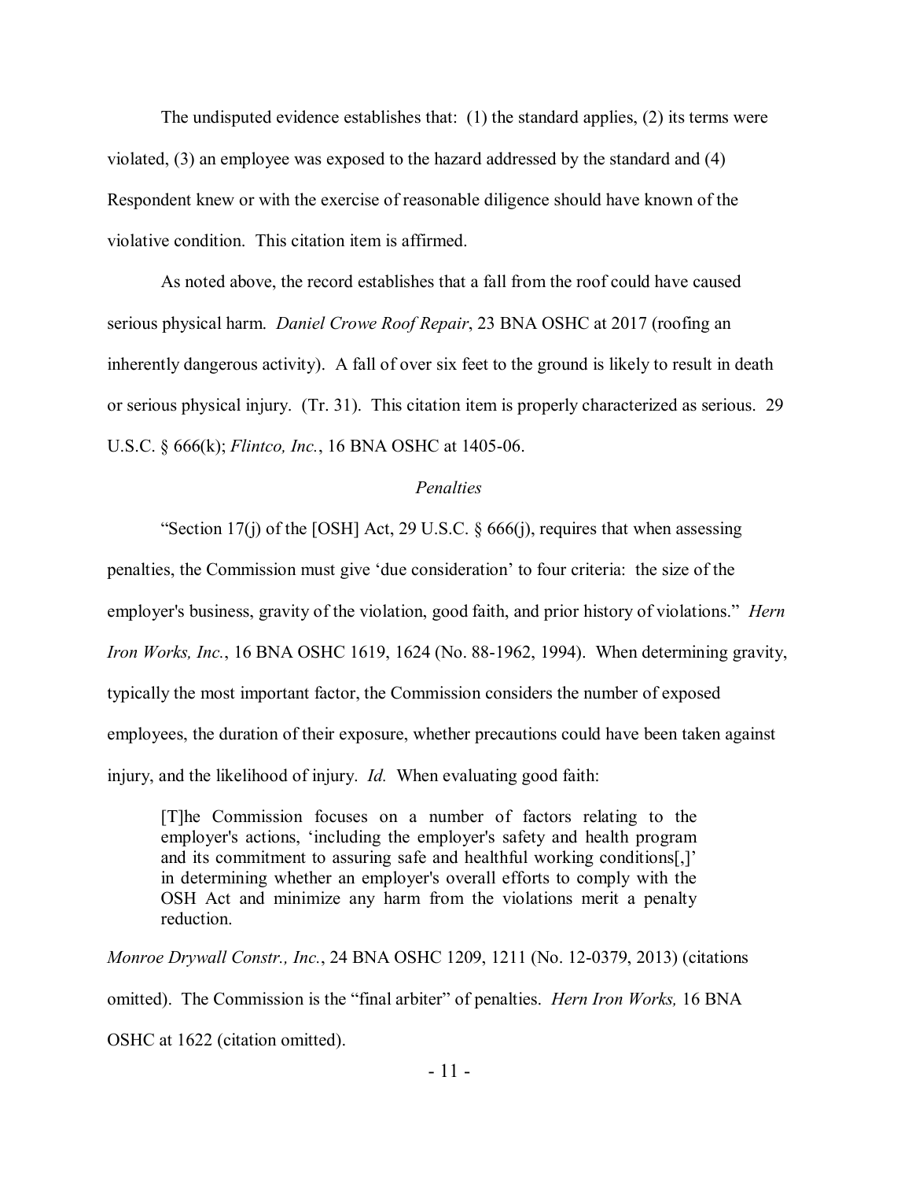The undisputed evidence establishes that: (1) the standard applies, (2) its terms were violated, (3) an employee was exposed to the hazard addressed by the standard and (4) Respondent knew or with the exercise of reasonable diligence should have known of the violative condition. This citation item is affirmed.

As noted above, the record establishes that a fall from the roof could have caused serious physical harm. *Daniel Crowe Roof Repair*, 23 BNA OSHC at 2017 (roofing an inherently dangerous activity). A fall of over six feet to the ground is likely to result in death or serious physical injury. (Tr. 31). This citation item is properly characterized as serious. 29 U.S.C. § 666(k); *Flintco, Inc.*, 16 BNA OSHC at 1405-06.

*Penalties*

"Section 17(j) of the [OSH] Act, 29 U.S.C. § 666(j), requires that when assessing penalties, the Commission must give 'due consideration' to four criteria: the size of the employer's business, gravity of the violation, good faith, and prior history of violations." *Hern Iron Works, Inc.*, 16 BNA OSHC 1619, 1624 (No. 88-1962, 1994). When determining gravity, typically the most important factor, the Commission considers the number of exposed employees, the duration of their exposure, whether precautions could have been taken against injury, and the likelihood of injury. *Id.* When evaluating good faith:

> [T]he Commission focuses on a number of factors relating to the employer's actions, 'including the employer's safety and health program and its commitment to assuring safe and healthful working conditions[,]' in determining whether an employer's overall efforts to comply with the OSH Act and minimize any harm from the violations merit a penalty reduction.

*Monroe Drywall Constr., Inc.*, 24 BNA OSHC 1209, 1211 (No. 12-0379, 2013) (citations omitted). The Commission is the "final arbiter" of penalties. *Hern Iron Works,* 16 BNA OSHC at 1622 (citation omitted).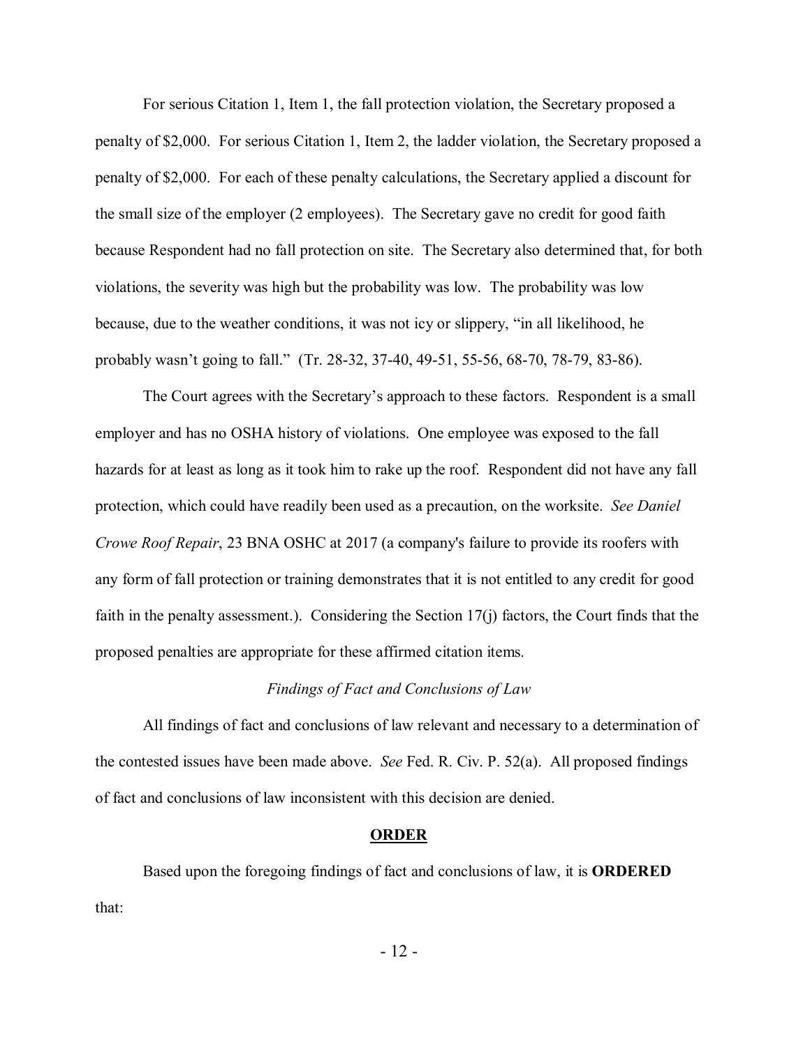For serious Citation 1, Item 1, the fall protection violation, the Secretary proposed a penalty of $2,000. For serious Citation 1, Item 2, the ladder violation, the Secretary proposed a penalty of $2,000. For each of these penalty calculations, the Secretary applied a discount for the small size of the employer (2 employees). The Secretary gave no credit for good faith because Respondent had no fall protection on site. The Secretary also determined that, for both violations, the severity was high but the probability was low. The probability was low because, due to the weather conditions, it was not icy or slippery, "in all likelihood, he probably wasn't going to fall." (Tr. 28-32, 37-40, 49-51, 55-56, 68-70, 78-79, 83-86).

The Court agrees with the Secretary's approach to these factors. Respondent is a small employer and has no OSHA history of violations. One employee was exposed to the fall hazards for at least as long as it took him to rake up the roof. Respondent did not have any fall protection, which could have readily been used as a precaution, on the worksite. *See Daniel Crowe Roof Repair*, 23 BNA OSHC at 2017 (a company's failure to provide its roofers with any form of fall protection or training demonstrates that it is not entitled to any credit for good faith in the penalty assessment.). Considering the Section 17(j) factors, the Court finds that the proposed penalties are appropriate for these affirmed citation items.

*Findings of Fact and Conclusions of Law*

All findings of fact and conclusions of law relevant and necessary to a determination of the contested issues have been made above. *See* Fed. R. Civ. P. 52(a). All proposed findings of fact and conclusions of law inconsistent with this decision are denied.

**ORDER**

Based upon the foregoing findings of fact and conclusions of law, it is **ORDERED** that: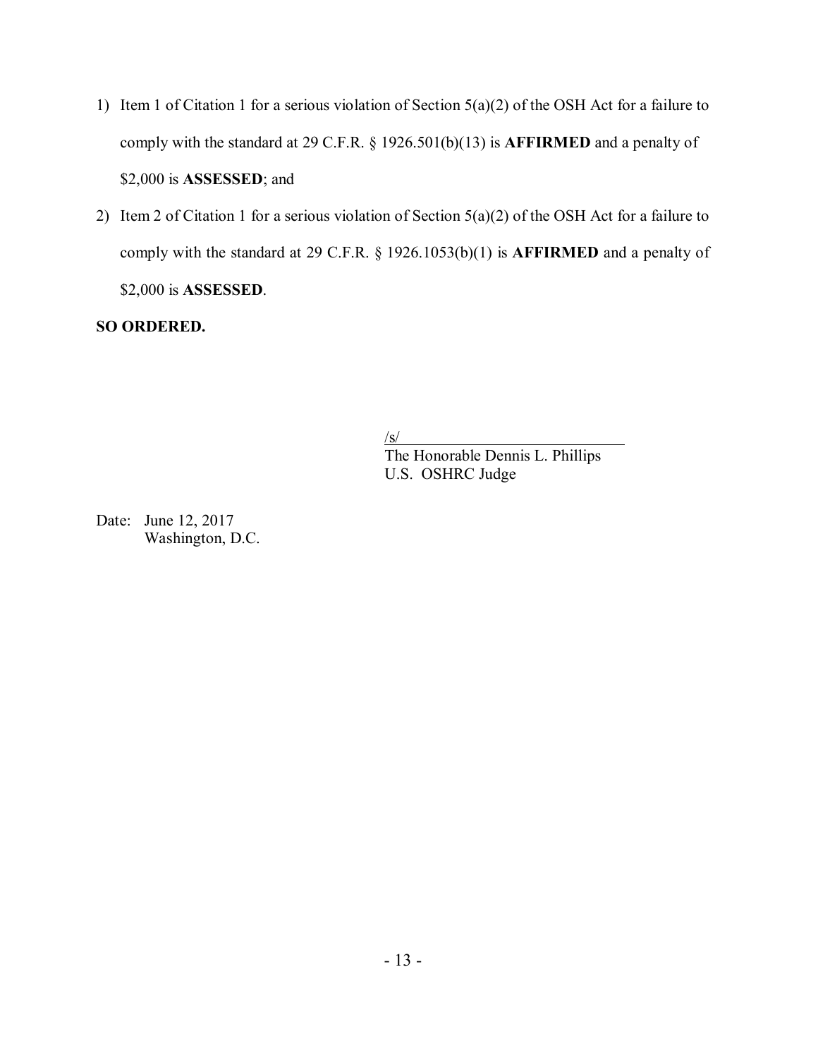1) Item 1 of Citation 1 for a serious violation of Section 5(a)(2) of the OSH Act for a failure to comply with the standard at 29 C.F.R. § 1926.501(b)(13) is **AFFIRMED** and a penalty of $2,000 is **ASSESSED**; and

2) Item 2 of Citation 1 for a serious violation of Section 5(a)(2) of the OSH Act for a failure to comply with the standard at 29 C.F.R. § 1926.1053(b)(1) is **AFFIRMED** and a penalty of $2,000 is **ASSESSED**.

**SO ORDERED.**

/s/
The Honorable Dennis L. Phillips
U.S. OSHRC Judge

Date: June 12, 2017
Washington, D.C.